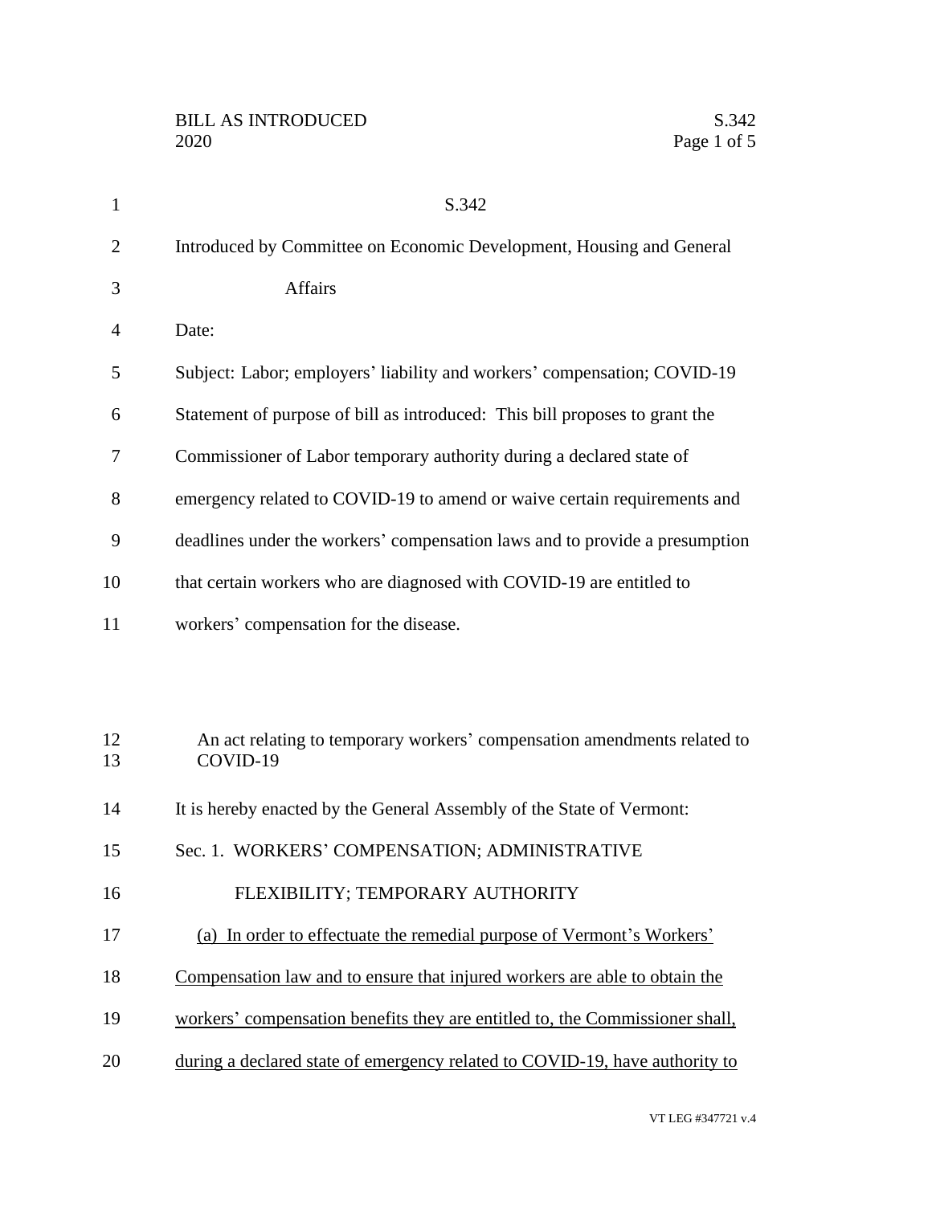BILL AS INTRODUCED
2020

S.342

Introduced by Committee on Economic Development, Housing and General Affairs

Date:

Subject: Labor; employers' liability and workers' compensation; COVID-19

Statement of purpose of bill as introduced: This bill proposes to grant the Commissioner of Labor temporary authority during a declared state of emergency related to COVID-19 to amend or waive certain requirements and deadlines under the workers' compensation laws and to provide a presumption that certain workers who are diagnosed with COVID-19 are entitled to workers' compensation for the disease.

An act relating to temporary workers' compensation amendments related to COVID-19

It is hereby enacted by the General Assembly of the State of Vermont:

Sec. 1. WORKERS' COMPENSATION; ADMINISTRATIVE FLEXIBILITY; TEMPORARY AUTHORITY

<u>(a) In order to effectuate the remedial purpose of Vermont's Workers' Compensation law and to ensure that injured workers are able to obtain the workers' compensation benefits they are entitled to, the Commissioner shall, during a declared state of emergency related to COVID-19, have authority to</u>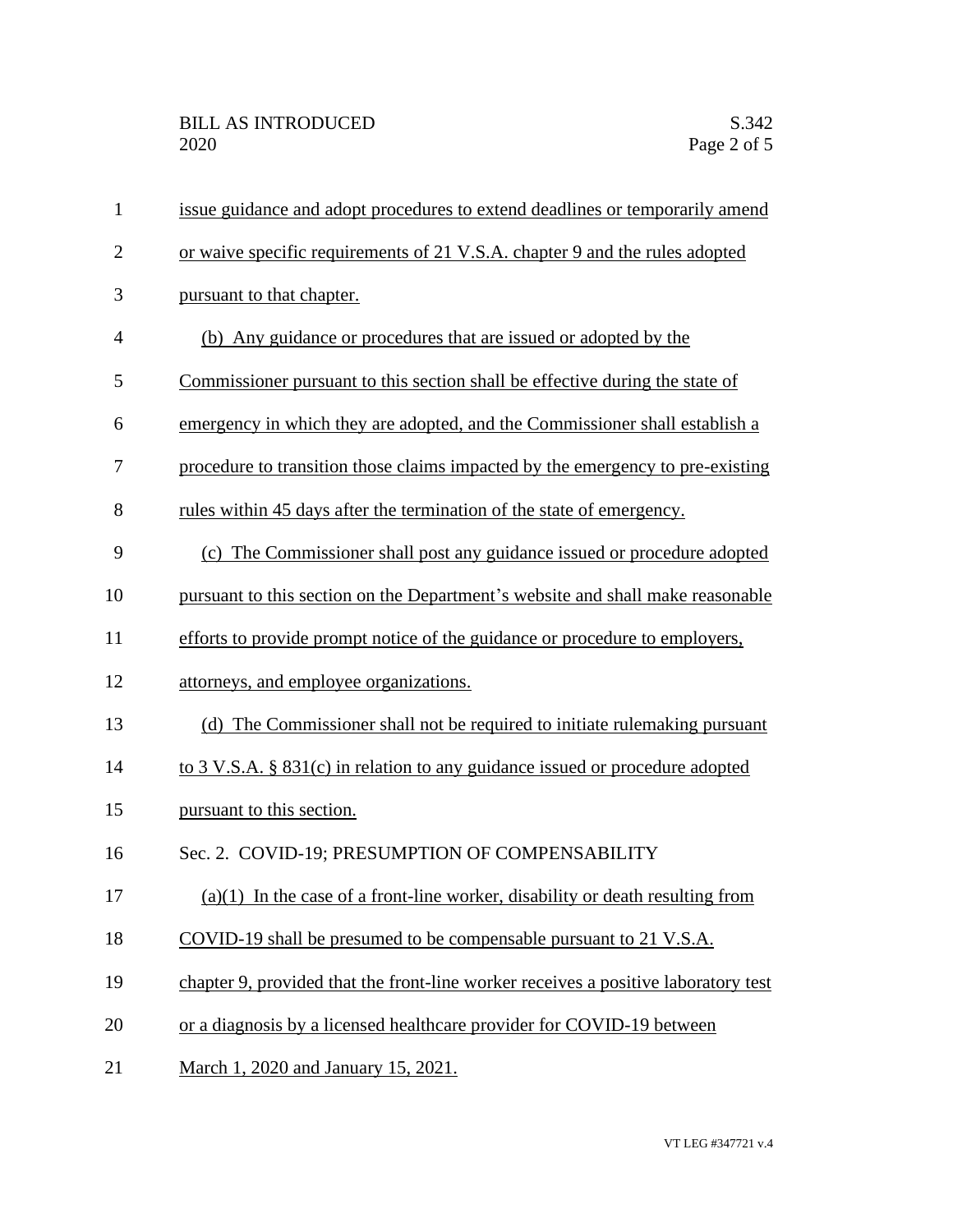issue guidance and adopt procedures to extend deadlines or temporarily amend or waive specific requirements of 21 V.S.A. chapter 9 and the rules adopted pursuant to that chapter.

(b) Any guidance or procedures that are issued or adopted by the Commissioner pursuant to this section shall be effective during the state of emergency in which they are adopted, and the Commissioner shall establish a procedure to transition those claims impacted by the emergency to pre-existing rules within 45 days after the termination of the state of emergency.

(c) The Commissioner shall post any guidance issued or procedure adopted pursuant to this section on the Department's website and shall make reasonable efforts to provide prompt notice of the guidance or procedure to employers, attorneys, and employee organizations.

(d) The Commissioner shall not be required to initiate rulemaking pursuant to 3 V.S.A. § 831(c) in relation to any guidance issued or procedure adopted pursuant to this section.

Sec. 2. COVID-19; PRESUMPTION OF COMPENSABILITY

(a)(1) In the case of a front-line worker, disability or death resulting from COVID-19 shall be presumed to be compensable pursuant to 21 V.S.A. chapter 9, provided that the front-line worker receives a positive laboratory test or a diagnosis by a licensed healthcare provider for COVID-19 between March 1, 2020 and January 15, 2021.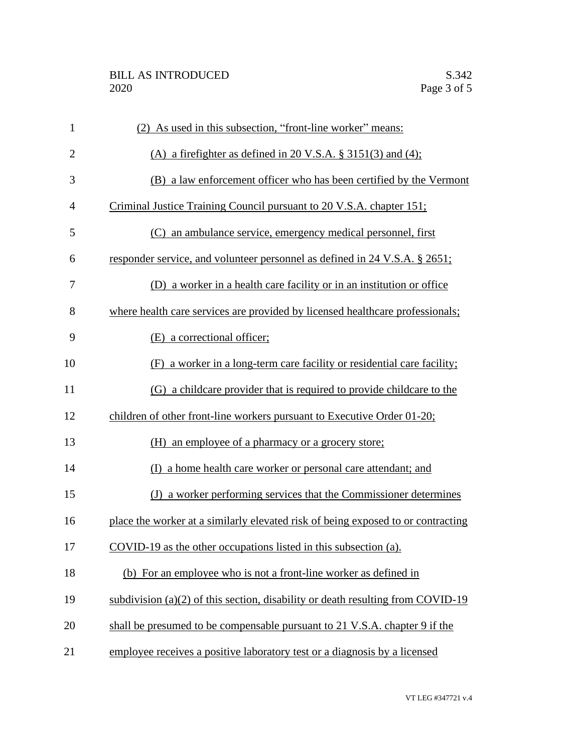(2) As used in this subsection, "front-line worker" means:

(A) a firefighter as defined in 20 V.S.A. § 3151(3) and (4);

(B) a law enforcement officer who has been certified by the Vermont Criminal Justice Training Council pursuant to 20 V.S.A. chapter 151;

(C) an ambulance service, emergency medical personnel, first responder service, and volunteer personnel as defined in 24 V.S.A. § 2651;

(D) a worker in a health care facility or in an institution or office where health care services are provided by licensed healthcare professionals;

(E) a correctional officer;

(F) a worker in a long-term care facility or residential care facility;

(G) a childcare provider that is required to provide childcare to the children of other front-line workers pursuant to Executive Order 01-20;

(H) an employee of a pharmacy or a grocery store;

(I) a home health care worker or personal care attendant; and

(J) a worker performing services that the Commissioner determines place the worker at a similarly elevated risk of being exposed to or contracting COVID-19 as the other occupations listed in this subsection (a).

(b) For an employee who is not a front-line worker as defined in subdivision (a)(2) of this section, disability or death resulting from COVID-19 shall be presumed to be compensable pursuant to 21 V.S.A. chapter 9 if the employee receives a positive laboratory test or a diagnosis by a licensed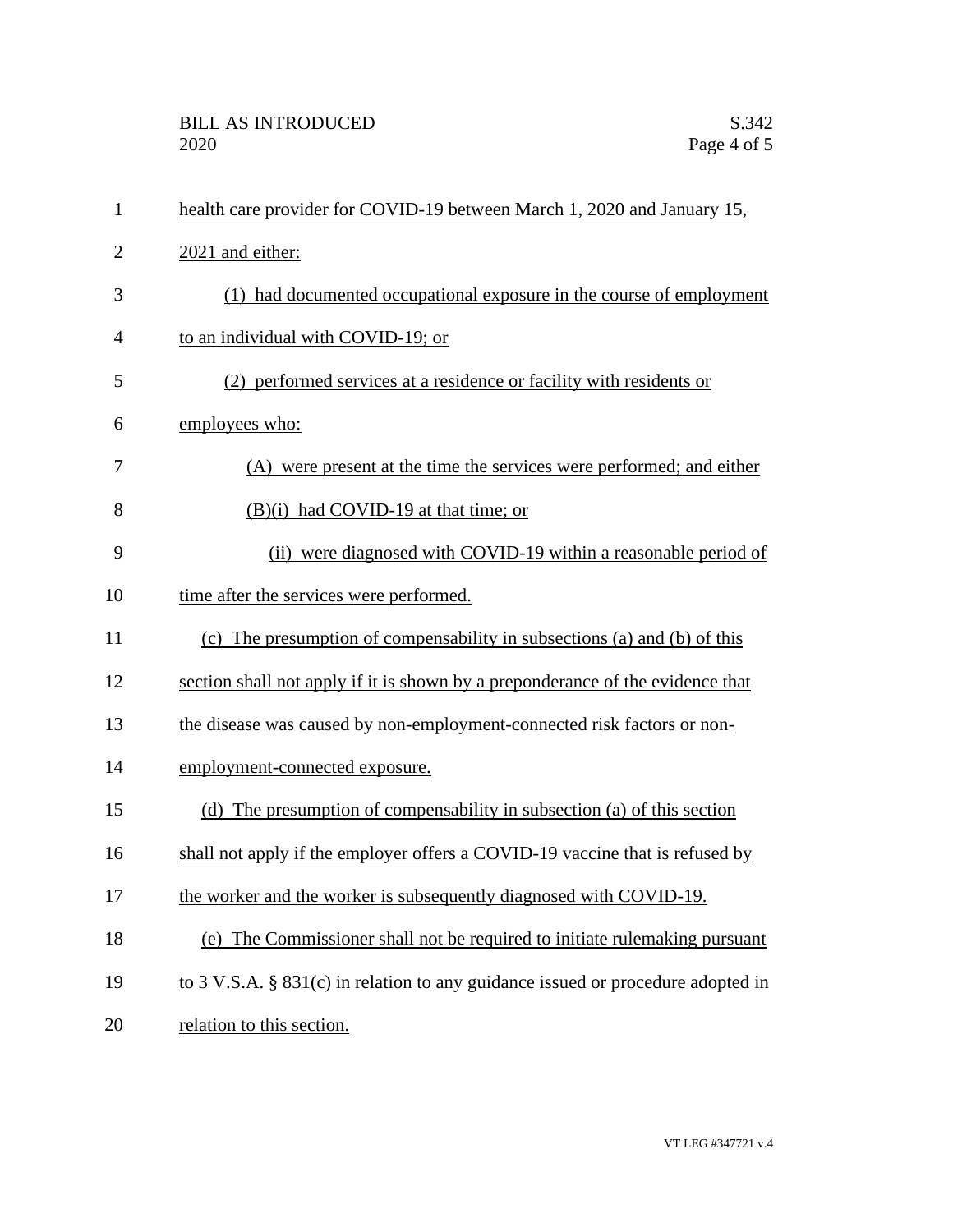health care provider for COVID-19 between March 1, 2020 and January 15, 2021 and either:

(1) had documented occupational exposure in the course of employment to an individual with COVID-19; or

(2) performed services at a residence or facility with residents or employees who:

(A) were present at the time the services were performed; and either

(B)(i) had COVID-19 at that time; or

(ii) were diagnosed with COVID-19 within a reasonable period of time after the services were performed.

(c) The presumption of compensability in subsections (a) and (b) of this section shall not apply if it is shown by a preponderance of the evidence that the disease was caused by non-employment-connected risk factors or non-employment-connected exposure.

(d) The presumption of compensability in subsection (a) of this section shall not apply if the employer offers a COVID-19 vaccine that is refused by the worker and the worker is subsequently diagnosed with COVID-19.

(e) The Commissioner shall not be required to initiate rulemaking pursuant to 3 V.S.A. § 831(c) in relation to any guidance issued or procedure adopted in relation to this section.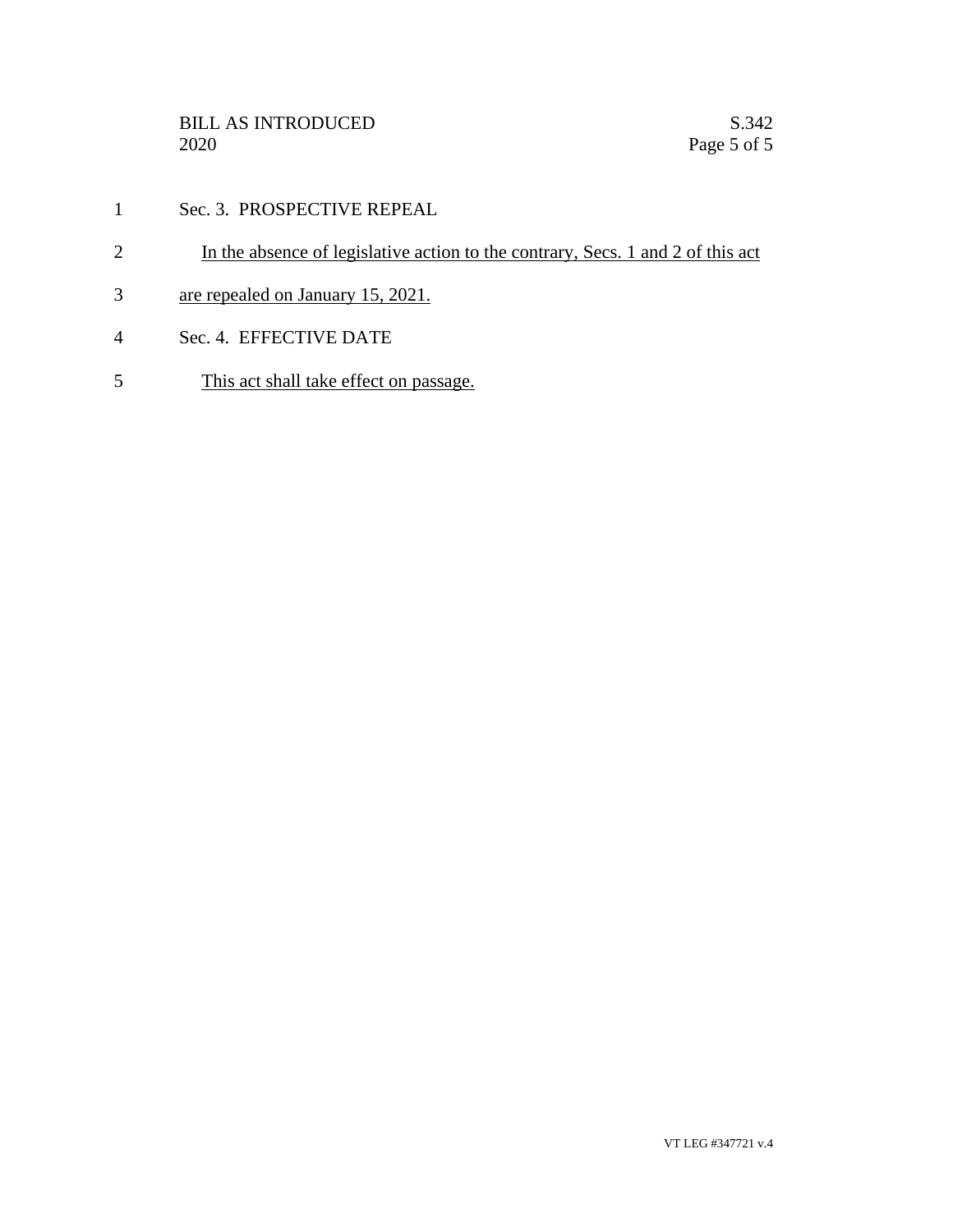Sec. 3. PROSPECTIVE REPEAL

In the absence of legislative action to the contrary, Secs. 1 and 2 of this act are repealed on January 15, 2021.

Sec. 4. EFFECTIVE DATE

This act shall take effect on passage.